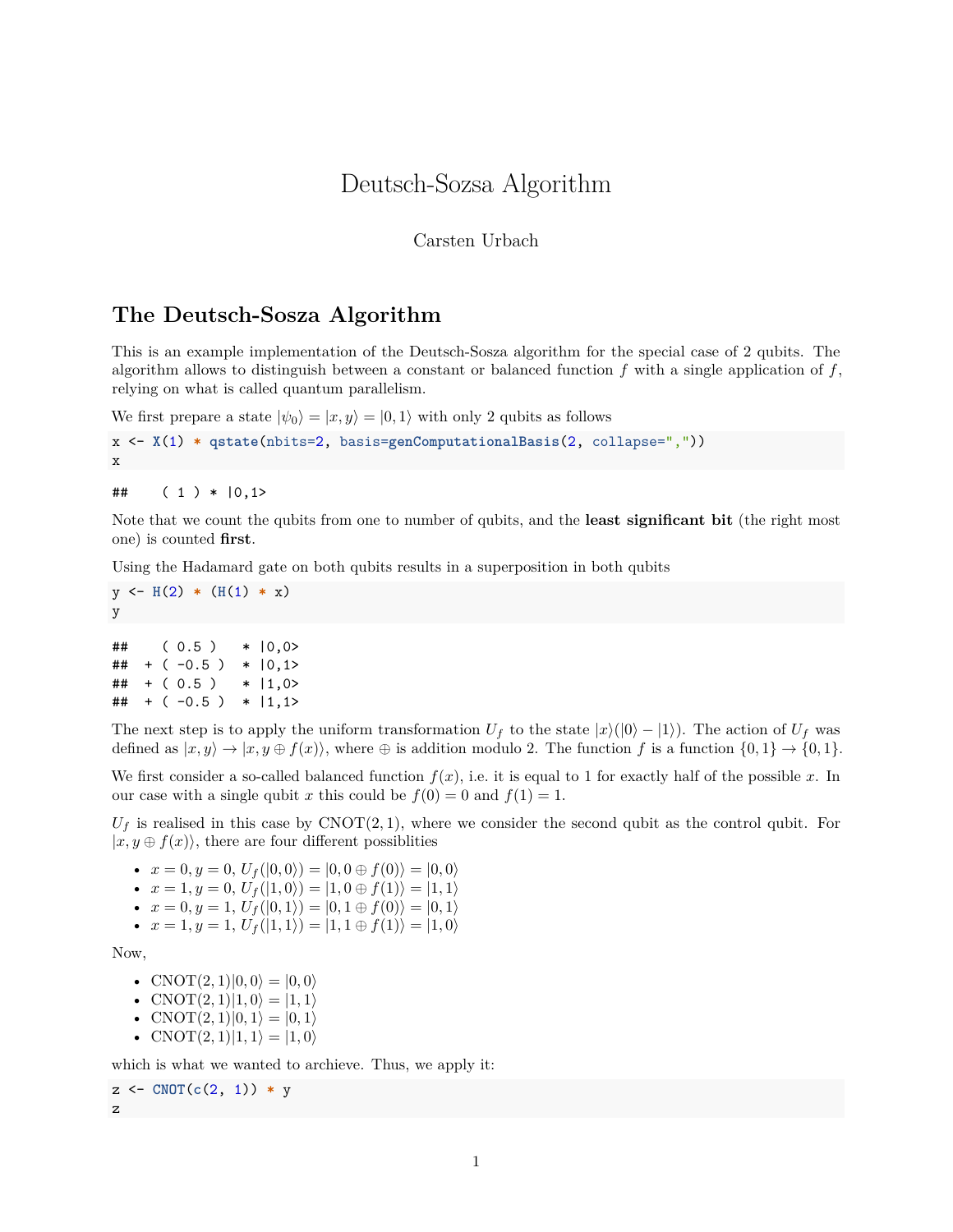# Deutsch-Sozsa Algorithm

Carsten Urbach

## The Deutsch-Sozsa Algorithm

This is an example implementation of the Deutsch-Sozsa algorithm for the special case of 2 qubits. The algorithm allows to distinguish between a constant or balanced function $f$ with a single application of $f$, relying on what is called quantum parallelism.

We first prepare a state $|\psi_0\rangle = |x, y\rangle = |0, 1\rangle$ with only 2 qubits as follows

```
x <- X(1) * qstate(nbits=2, basis=genComputationalBasis(2, collapse=","))
x
```

```
##    ( 1 ) * |0,1>
```

Note that we count the qubits from one to number of qubits, and the **least significant bit** (the right most one) is counted **first**.

Using the Hadamard gate on both qubits results in a superposition in both qubits

```
y <- H(2) * (H(1) * x)
y
```

```
##    ( 0.5 )   * |0,0>
##  + ( -0.5 )  * |0,1>
##  + ( 0.5 )   * |1,0>
##  + ( -0.5 )  * |1,1>
```

The next step is to apply the uniform transformation $U_f$ to the state $|x\rangle(|0\rangle - |1\rangle)$. The action of $U_f$ was defined as $|x, y\rangle \to |x, y \oplus f(x)\rangle$, where $\oplus$ is addition modulo 2. The function $f$ is a function $\{0, 1\} \to \{0, 1\}$.

We first consider a so-called balanced function $f(x)$, i.e. it is equal to 1 for exactly half of the possible $x$. In our case with a single qubit $x$ this could be $f(0) = 0$ and $f(1) = 1$.

$U_f$ is realised in this case by $\text{CNOT}(2, 1)$, where we consider the second qubit as the control qubit. For $|x, y \oplus f(x)\rangle$, there are four different possiblities

- $x = 0, y = 0$, $U_f(|0, 0\rangle) = |0, 0 \oplus f(0)\rangle = |0, 0\rangle$
- $x = 1, y = 0$, $U_f(|1, 0\rangle) = |1, 0 \oplus f(1)\rangle = |1, 1\rangle$
- $x = 0, y = 1$, $U_f(|0, 1\rangle) = |0, 1 \oplus f(0)\rangle = |0, 1\rangle$
- $x = 1, y = 1$, $U_f(|1, 1\rangle) = |1, 1 \oplus f(1)\rangle = |1, 0\rangle$

Now,

- $\text{CNOT}(2, 1)|0, 0\rangle = |0, 0\rangle$
- $\text{CNOT}(2, 1)|1, 0\rangle = |1, 1\rangle$
- $\text{CNOT}(2, 1)|0, 1\rangle = |0, 1\rangle$
- $\text{CNOT}(2, 1)|1, 1\rangle = |1, 0\rangle$

which is what we wanted to archieve. Thus, we apply it:

```
z <- CNOT(c(2, 1)) * y
z
```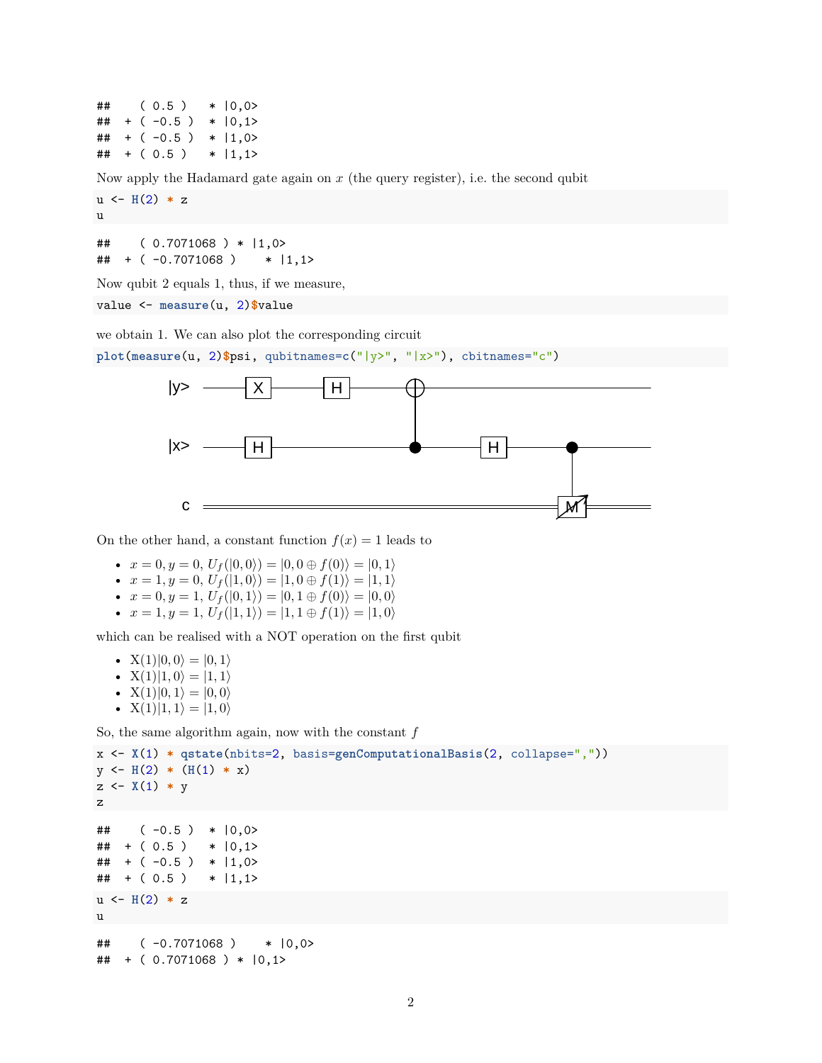```
##    ( 0.5 )   * |0,0>
##  + ( -0.5 )  * |0,1>
##  + ( -0.5 )  * |1,0>
##  + ( 0.5 )   * |1,1>
```

Now apply the Hadamard gate again on $x$ (the query register), i.e. the second qubit

```
u <- H(2) * z
u
```

```
##    ( 0.7071068 ) * |1,0>
##  + ( -0.7071068 )    * |1,1>
```

Now qubit 2 equals 1, thus, if we measure,

```
value <- measure(u, 2)$value
```

we obtain 1. We can also plot the corresponding circuit

```
plot(measure(u, 2)$psi, qubitnames=c("|y>", "|x>"), cbitnames="c")
```

On the other hand, a constant function $f(x) = 1$ leads to

- $x = 0, y = 0$, $U_f(|0,0\rangle) = |0, 0 \oplus f(0)\rangle = |0,1\rangle$
- $x = 1, y = 0$, $U_f(|1,0\rangle) = |1, 0 \oplus f(1)\rangle = |1,1\rangle$
- $x = 0, y = 1$, $U_f(|0,1\rangle) = |0, 1 \oplus f(0)\rangle = |0,0\rangle$
- $x = 1, y = 1$, $U_f(|1,1\rangle) = |1, 1 \oplus f(1)\rangle = |1,0\rangle$

which can be realised with a NOT operation on the first qubit

- $\mathrm{X}(1)|0,0\rangle = |0,1\rangle$
- $\mathrm{X}(1)|1,0\rangle = |1,1\rangle$
- $\mathrm{X}(1)|0,1\rangle = |0,0\rangle$
- $\mathrm{X}(1)|1,1\rangle = |1,0\rangle$

So, the same algorithm again, now with the constant $f$

```
x <- X(1) * qstate(nbits=2, basis=genComputationalBasis(2, collapse=","))
y <- H(2) * (H(1) * x)
z <- X(1) * y
z
```

```
##    ( -0.5 )  * |0,0>
##  + ( 0.5 )   * |0,1>
##  + ( -0.5 )  * |1,0>
##  + ( 0.5 )   * |1,1>
```

```
u <- H(2) * z
u
```

```
##    ( -0.7071068 )    * |0,0>
##  + ( 0.7071068 ) * |0,1>
```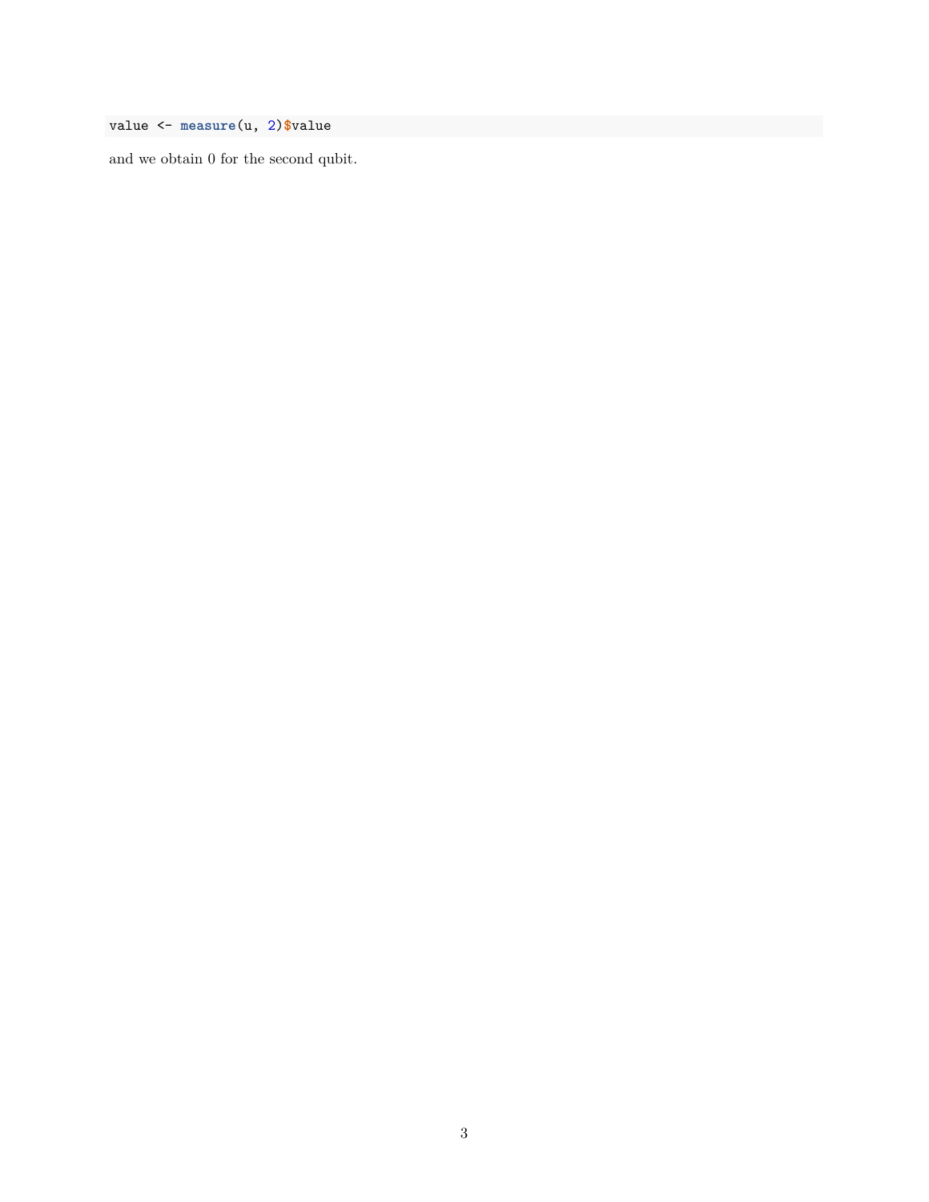```
value <- measure(u, 2)$value
```

and we obtain 0 for the second qubit.